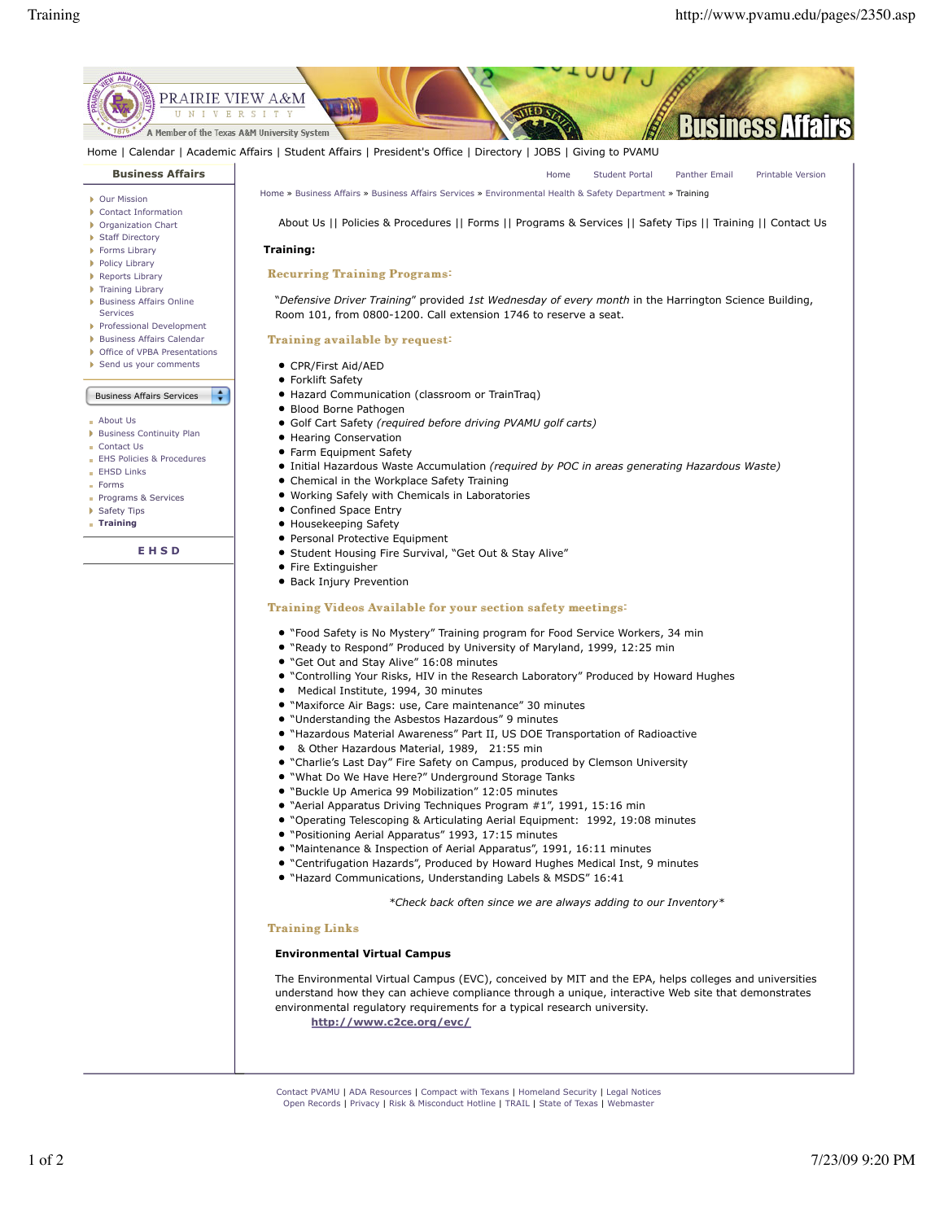Home | Calendar | Academic Affairs | Student Affairs | President's Office | Directory | JOBS | Giving to PVAMU

**Business Affairs**

- Our Mission
- Contact Information
- Organization Chart
- Staff Directory
- Forms Library
- Policy Library
- Reports Library
- Training Library
- Business Affairs Online Services
- Professional Development
- Business Affairs Calendar
- Office of VPBA Presentations
- Send us your comments

Business Affairs Services

- About Us
- Business Continuity Plan
- Contact Us
- EHS Policies & Procedures
- EHSD Links
- Forms
- Programs & Services
- Safety Tips
- **Training**

**EHSD**

Home | Student Portal | Panther Email | Printable Version

Home » Business Affairs » Business Affairs Services » Environmental Health & Safety Department » Training

About Us || Policies & Procedures || Forms || Programs & Services || Safety Tips || Training || Contact Us

**Training:**

## Recurring Training Programs:

"*Defensive Driver Training*" provided *1st Wednesday of every month* in the Harrington Science Building, Room 101, from 0800-1200. Call extension 1746 to reserve a seat.

## Training available by request:

- CPR/First Aid/AED
- Forklift Safety
- Hazard Communication (classroom or TrainTraq)
- Blood Borne Pathogen
- Golf Cart Safety *(required before driving PVAMU golf carts)*
- Hearing Conservation
- Farm Equipment Safety
- Initial Hazardous Waste Accumulation *(required by POC in areas generating Hazardous Waste)*
- Chemical in the Workplace Safety Training
- Working Safely with Chemicals in Laboratories
- Confined Space Entry
- Housekeeping Safety
- Personal Protective Equipment
- Student Housing Fire Survival, "Get Out & Stay Alive"
- Fire Extinguisher
- Back Injury Prevention

## Training Videos Available for your section safety meetings:

- "Food Safety is No Mystery" Training program for Food Service Workers, 34 min
- "Ready to Respond" Produced by University of Maryland, 1999, 12:25 min
- "Get Out and Stay Alive" 16:08 minutes
- "Controlling Your Risks, HIV in the Research Laboratory" Produced by Howard Hughes
- Medical Institute, 1994, 30 minutes
- "Maxiforce Air Bags: use, Care maintenance" 30 minutes
- "Understanding the Asbestos Hazardous" 9 minutes
- "Hazardous Material Awareness" Part II, US DOE Transportation of Radioactive
- & Other Hazardous Material, 1989, 21:55 min
- "Charlie's Last Day" Fire Safety on Campus, produced by Clemson University
- "What Do We Have Here?" Underground Storage Tanks
- "Buckle Up America 99 Mobilization" 12:05 minutes
- "Aerial Apparatus Driving Techniques Program #1", 1991, 15:16 min
- "Operating Telescoping & Articulating Aerial Equipment: 1992, 19:08 minutes
- "Positioning Aerial Apparatus" 1993, 17:15 minutes
- "Maintenance & Inspection of Aerial Apparatus", 1991, 16:11 minutes
- "Centrifugation Hazards", Produced by Howard Hughes Medical Inst, 9 minutes
- "Hazard Communications, Understanding Labels & MSDS" 16:41

*\*Check back often since we are always adding to our Inventory\**

## Training Links

**Environmental Virtual Campus**

The Environmental Virtual Campus (EVC), conceived by MIT and the EPA, helps colleges and universities understand how they can achieve compliance through a unique, interactive Web site that demonstrates environmental regulatory requirements for a typical research university.

http://www.c2ce.org/evc/

Contact PVAMU | ADA Resources | Compact with Texans | Homeland Security | Legal Notices
Open Records | Privacy | Risk & Misconduct Hotline | TRAIL | State of Texas | Webmaster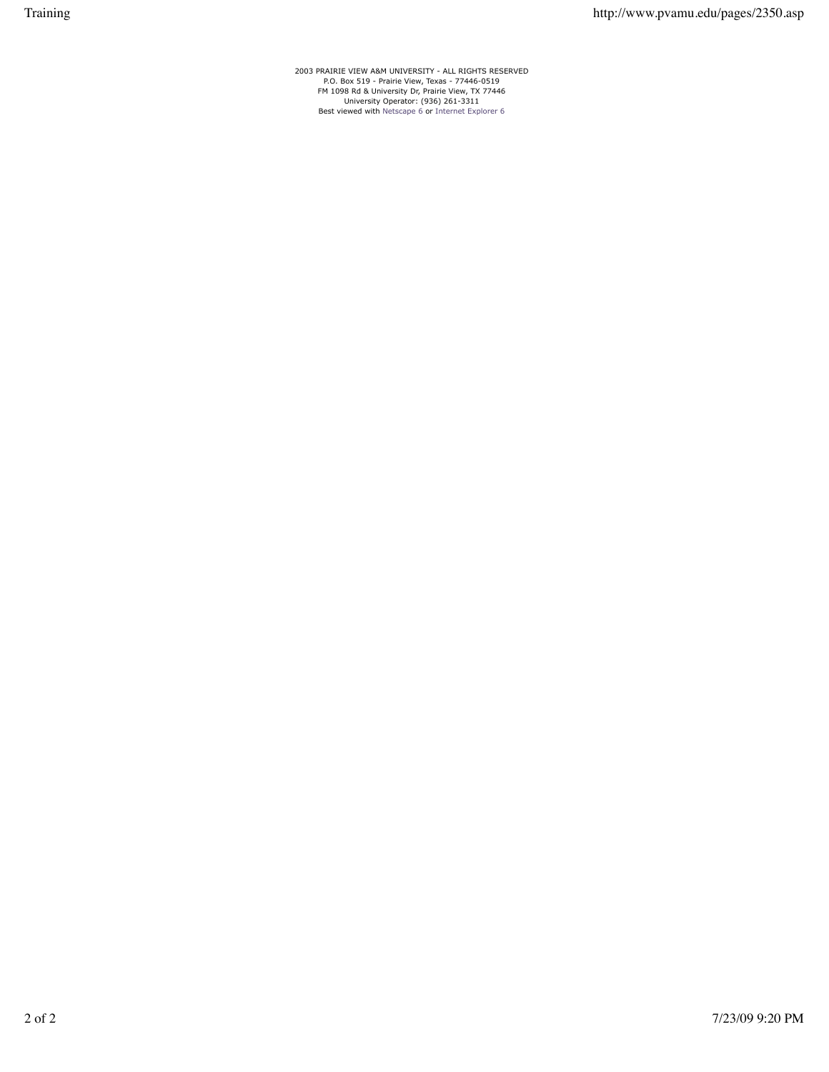2003 PRAIRIE VIEW A&M UNIVERSITY - ALL RIGHTS RESERVED
P.O. Box 519 - Prairie View, Texas - 77446-0519
FM 1098 Rd & University Dr, Prairie View, TX 77446
University Operator: (936) 261-3311
Best viewed with Netscape 6 or Internet Explorer 6